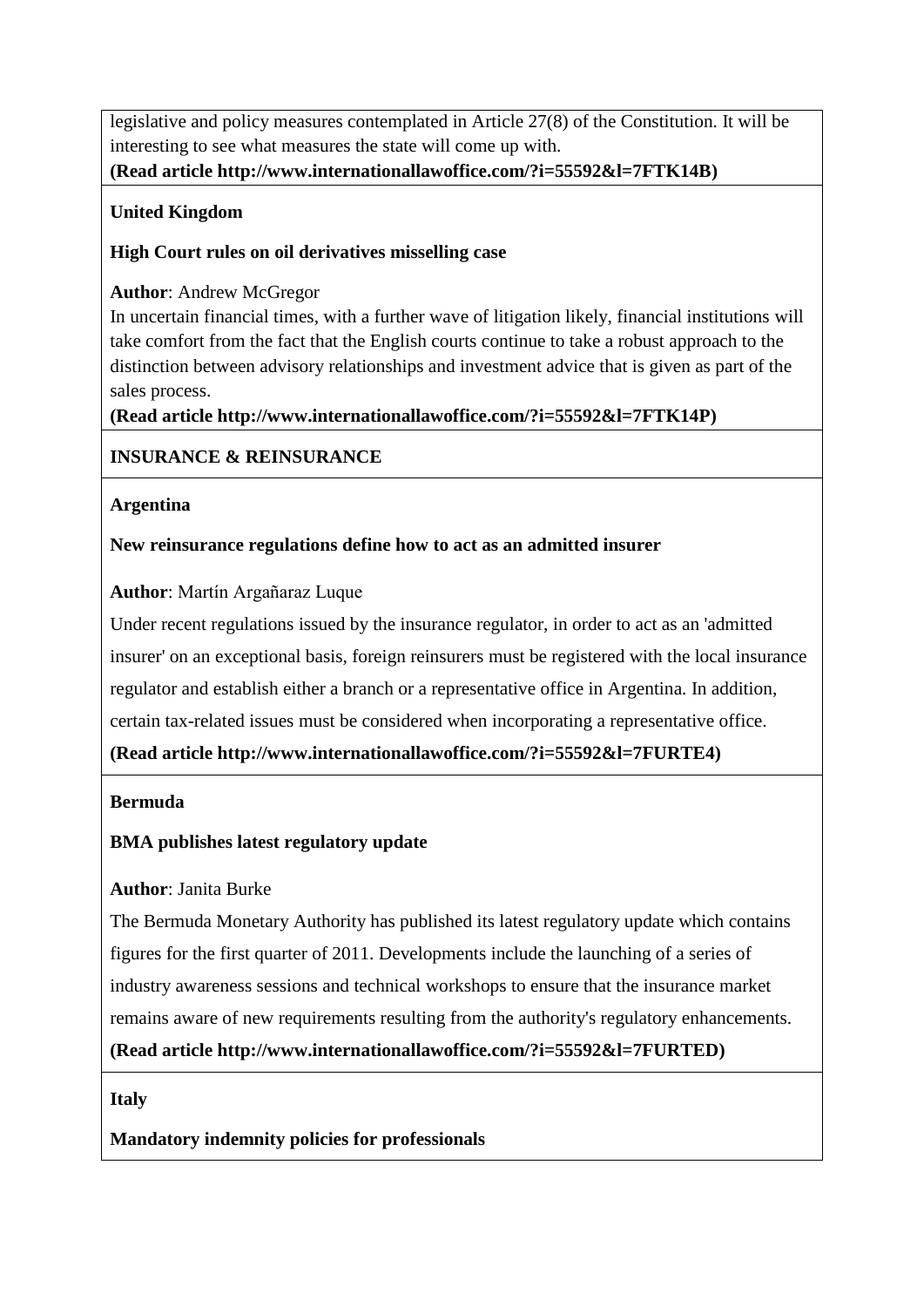legislative and policy measures contemplated in Article 27(8) of the Constitution. It will be interesting to see what measures the state will come up with.
**(Read article http://www.internationallawoffice.com/?i=55592&l=7FTK14B)**

**United Kingdom**

**High Court rules on oil derivatives misselling case**

**Author**: Andrew McGregor
In uncertain financial times, with a further wave of litigation likely, financial institutions will take comfort from the fact that the English courts continue to take a robust approach to the distinction between advisory relationships and investment advice that is given as part of the sales process.
**(Read article http://www.internationallawoffice.com/?i=55592&l=7FTK14P)**

**INSURANCE & REINSURANCE**

**Argentina**

**New reinsurance regulations define how to act as an admitted insurer**

**Author**: Martín Argañaraz Luque

Under recent regulations issued by the insurance regulator, in order to act as an 'admitted insurer' on an exceptional basis, foreign reinsurers must be registered with the local insurance regulator and establish either a branch or a representative office in Argentina. In addition, certain tax-related issues must be considered when incorporating a representative office.

**(Read article http://www.internationallawoffice.com/?i=55592&l=7FURTE4)**

**Bermuda**

**BMA publishes latest regulatory update**

**Author**: Janita Burke

The Bermuda Monetary Authority has published its latest regulatory update which contains figures for the first quarter of 2011. Developments include the launching of a series of industry awareness sessions and technical workshops to ensure that the insurance market remains aware of new requirements resulting from the authority's regulatory enhancements.

**(Read article http://www.internationallawoffice.com/?i=55592&l=7FURTED)**

**Italy**

**Mandatory indemnity policies for professionals**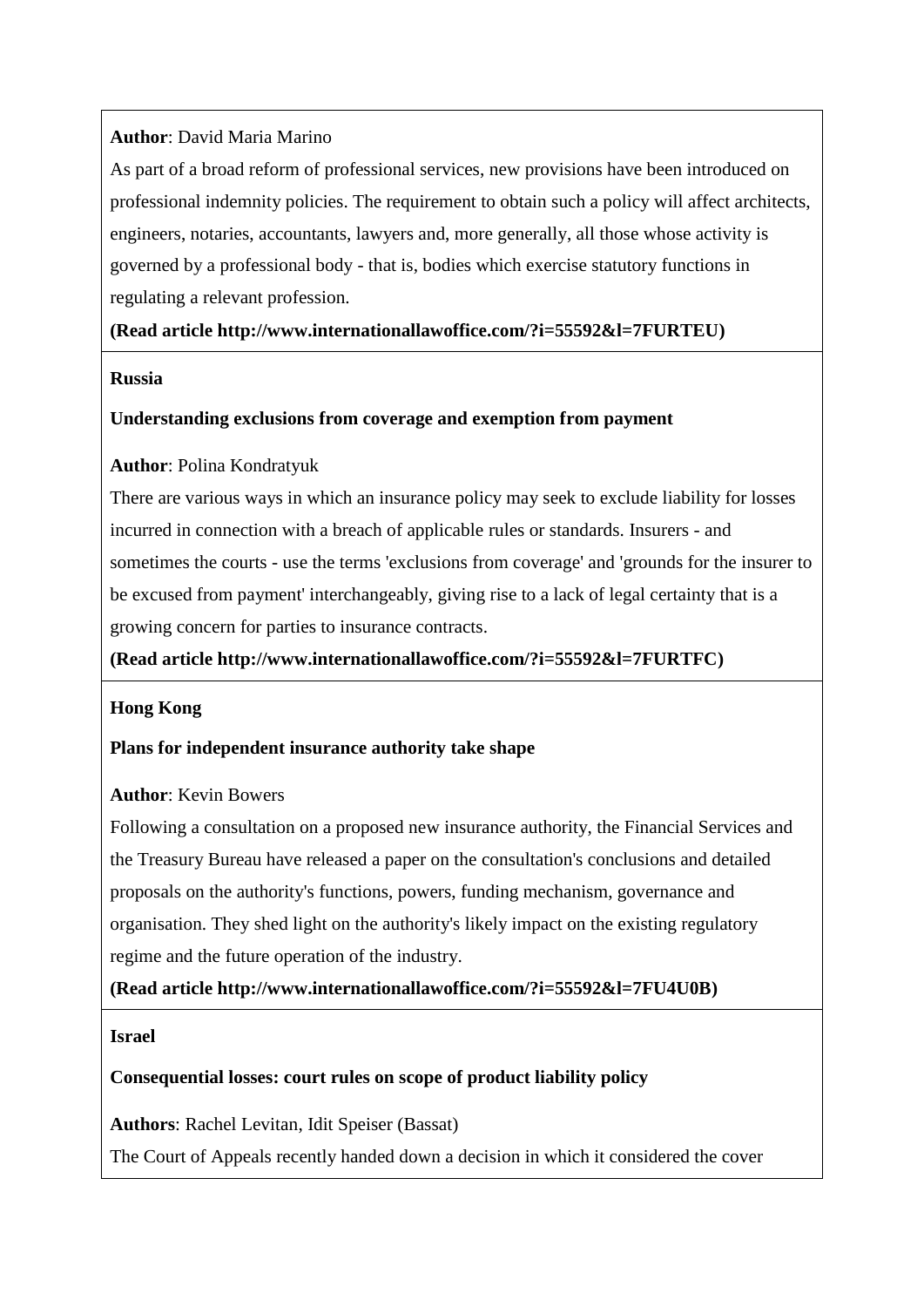**Author**: David Maria Marino

As part of a broad reform of professional services, new provisions have been introduced on professional indemnity policies. The requirement to obtain such a policy will affect architects, engineers, notaries, accountants, lawyers and, more generally, all those whose activity is governed by a professional body - that is, bodies which exercise statutory functions in regulating a relevant profession.

**(Read article http://www.internationallawoffice.com/?i=55592&l=7FURTEU)**

**Russia**

**Understanding exclusions from coverage and exemption from payment**

**Author**: Polina Kondratyuk

There are various ways in which an insurance policy may seek to exclude liability for losses incurred in connection with a breach of applicable rules or standards. Insurers - and sometimes the courts - use the terms 'exclusions from coverage' and 'grounds for the insurer to be excused from payment' interchangeably, giving rise to a lack of legal certainty that is a growing concern for parties to insurance contracts.

**(Read article http://www.internationallawoffice.com/?i=55592&l=7FURTFC)**

**Hong Kong**

**Plans for independent insurance authority take shape**

**Author**: Kevin Bowers

Following a consultation on a proposed new insurance authority, the Financial Services and the Treasury Bureau have released a paper on the consultation's conclusions and detailed proposals on the authority's functions, powers, funding mechanism, governance and organisation. They shed light on the authority's likely impact on the existing regulatory regime and the future operation of the industry.

**(Read article http://www.internationallawoffice.com/?i=55592&l=7FU4U0B)**

**Israel**

**Consequential losses: court rules on scope of product liability policy**

**Authors**: Rachel Levitan, Idit Speiser (Bassat)

The Court of Appeals recently handed down a decision in which it considered the cover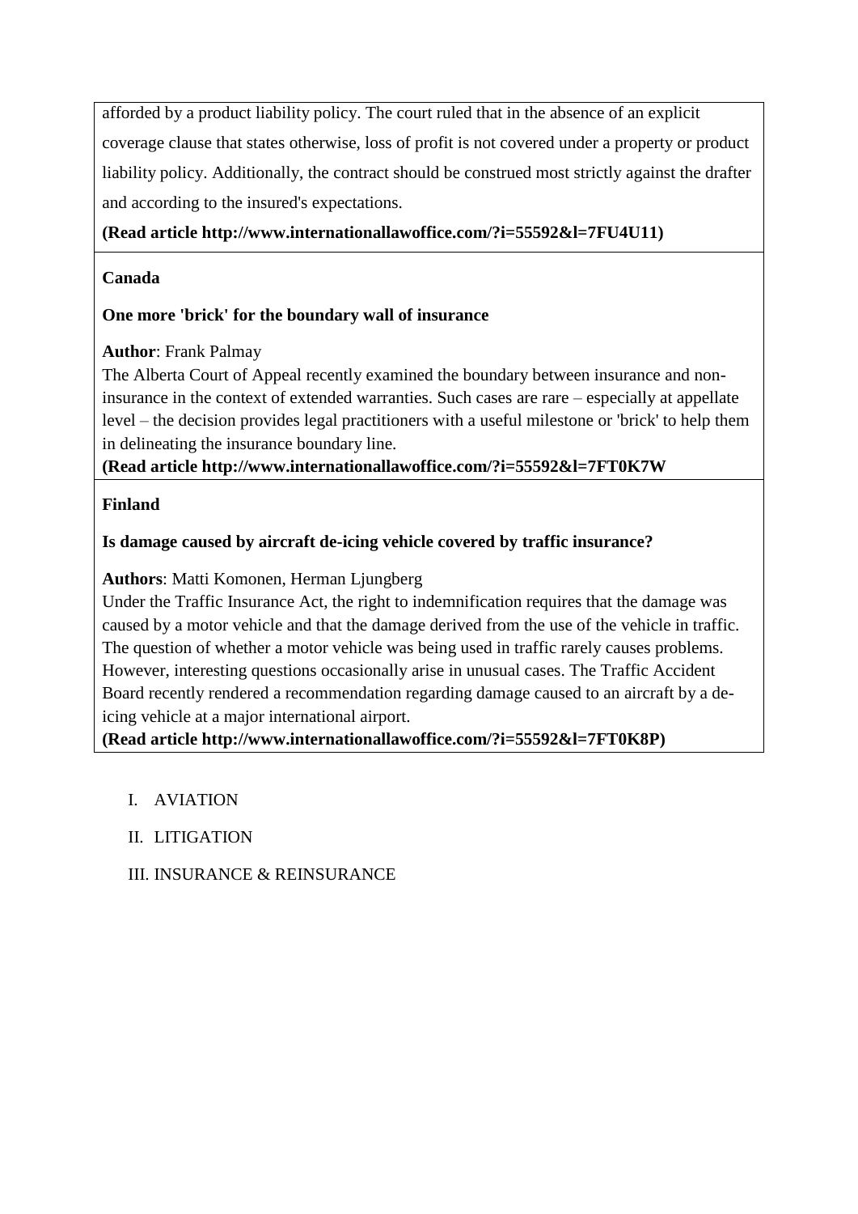afforded by a product liability policy. The court ruled that in the absence of an explicit coverage clause that states otherwise, loss of profit is not covered under a property or product liability policy. Additionally, the contract should be construed most strictly against the drafter and according to the insured's expectations.

**(Read article http://www.internationallawoffice.com/?i=55592&l=7FU4U11)**

**Canada**

**One more 'brick' for the boundary wall of insurance**

**Author**: Frank Palmay
The Alberta Court of Appeal recently examined the boundary between insurance and non-insurance in the context of extended warranties. Such cases are rare – especially at appellate level – the decision provides legal practitioners with a useful milestone or 'brick' to help them in delineating the insurance boundary line.
**(Read article http://www.internationallawoffice.com/?i=55592&l=7FT0K7W**

**Finland**

**Is damage caused by aircraft de-icing vehicle covered by traffic insurance?**

**Authors**: Matti Komonen, Herman Ljungberg
Under the Traffic Insurance Act, the right to indemnification requires that the damage was caused by a motor vehicle and that the damage derived from the use of the vehicle in traffic. The question of whether a motor vehicle was being used in traffic rarely causes problems. However, interesting questions occasionally arise in unusual cases. The Traffic Accident Board recently rendered a recommendation regarding damage caused to an aircraft by a de-icing vehicle at a major international airport.
**(Read article http://www.internationallawoffice.com/?i=55592&l=7FT0K8P)**

I. AVIATION

II. LITIGATION

III. INSURANCE & REINSURANCE